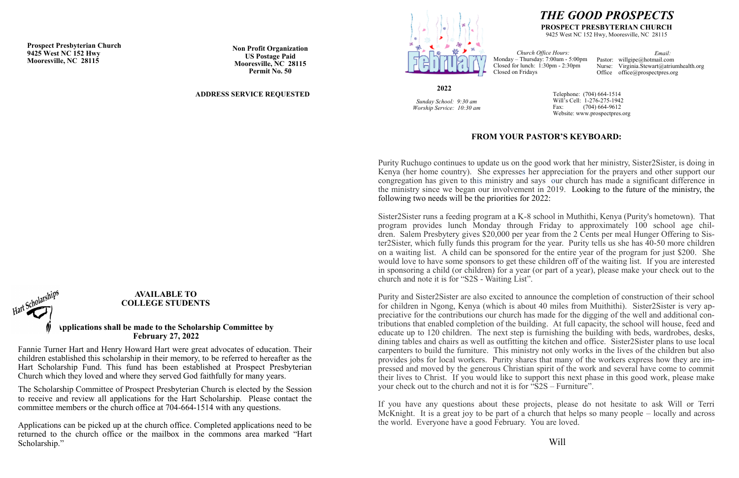**Prospect Presbyterian Church**
**9425 West NC 152 Hwy**
**Mooresville, NC 28115**

**Non Profit Organization**
**US Postage Paid**
**Mooresville, NC 28115**
**Permit No. 50**

**ADDRESS SERVICE REQUESTED**

## AVAILABLE TO COLLEGE STUDENTS

**Hart Scholarships**

**Applications shall be made to the Scholarship Committee by February 27, 2022**

Fannie Turner Hart and Henry Howard Hart were great advocates of education. Their children established this scholarship in their memory, to be referred to hereafter as the Hart Scholarship Fund. This fund has been established at Prospect Presbyterian Church which they loved and where they served God faithfully for many years.

The Scholarship Committee of Prospect Presbyterian Church is elected by the Session to receive and review all applications for the Hart Scholarship. Please contact the committee members or the church office at 704-664-1514 with any questions.

Applications can be picked up at the church office. Completed applications need to be returned to the church office or the mailbox in the commons area marked "Hart Scholarship."

# *THE GOOD PROSPECTS*

**PROSPECT PRESBYTERIAN CHURCH**
9425 West NC 152 Hwy, Mooresville, NC 28115

February 2022

*Sunday School: 9:30 am*
*Worship Service: 10:30 am*

*Church Office Hours:*
Monday – Thursday: 7:00am - 5:00pm
Closed for lunch: 1:30pm - 2:30pm
Closed on Fridays

*Email:*
Pastor: willgipe@hotmail.com
Nurse: Virginia.Stewart@atriumhealth.org
Office office@prospectpres.org

Telephone: (704) 664-1514
Will's Cell: 1-276-275-1942
Fax: (704) 664-9612
Website: www.prospectpres.org

## FROM YOUR PASTOR'S KEYBOARD:

Purity Ruchugo continues to update us on the good work that her ministry, Sister2Sister, is doing in Kenya (her home country). She expresses her appreciation for the prayers and other support our congregation has given to this ministry and says our church has made a significant difference in the ministry since we began our involvement in 2019. Looking to the future of the ministry, the following two needs will be the priorities for 2022:

Sister2Sister runs a feeding program at a K-8 school in Muthithi, Kenya (Purity's hometown). That program provides lunch Monday through Friday to approximately 100 school age children. Salem Presbytery gives $20,000 per year from the 2 Cents per meal Hunger Offering to Sister2Sister, which fully funds this program for the year. Purity tells us she has 40-50 more children on a waiting list. A child can be sponsored for the entire year of the program for just $200. She would love to have some sponsors to get these children off of the waiting list. If you are interested in sponsoring a child (or children) for a year (or part of a year), please make your check out to the church and note it is for "S2S - Waiting List".

Purity and Sister2Sister are also excited to announce the completion of construction of their school for children in Ngong, Kenya (which is about 40 miles from Muithithi). Sister2Sister is very appreciative for the contributions our church has made for the digging of the well and additional contributions that enabled completion of the building. At full capacity, the school will house, feed and educate up to 120 children. The next step is furnishing the building with beds, wardrobes, desks, dining tables and chairs as well as outfitting the kitchen and office. Sister2Sister plans to use local carpenters to build the furniture. This ministry not only works in the lives of the children but also provides jobs for local workers. Purity shares that many of the workers express how they are impressed and moved by the generous Christian spirit of the work and several have come to commit their lives to Christ. If you would like to support this next phase in this good work, please make your check out to the church and not it is for "S2S – Furniture".

If you have any questions about these projects, please do not hesitate to ask Will or Terri McKnight. It is a great joy to be part of a church that helps so many people – locally and across the world. Everyone have a good February. You are loved.

Will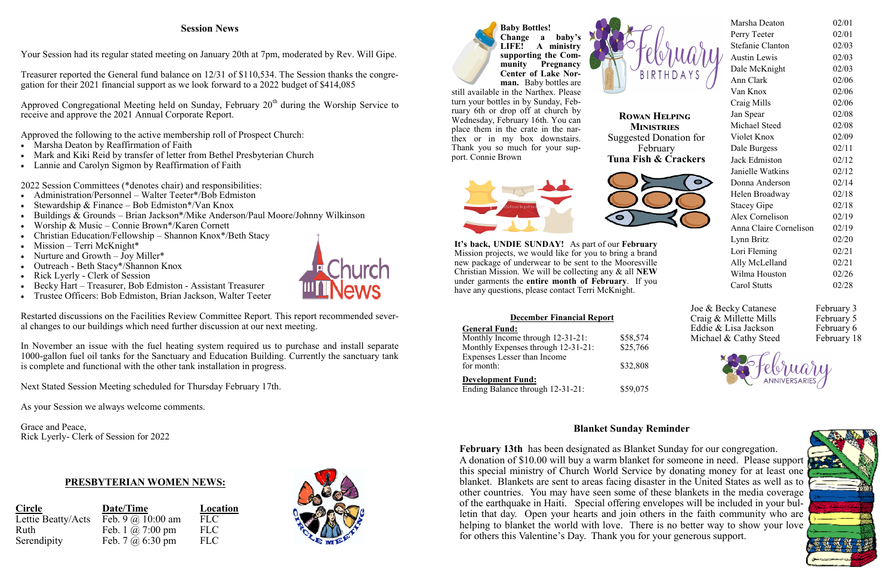## Session News

Your Session had its regular stated meeting on January 20th at 7pm, moderated by Rev. Will Gipe.

Treasurer reported the General fund balance on 12/31 of $110,534. The Session thanks the congregation for their 2021 financial support as we look forward to a 2022 budget of $414,085

Approved Congregational Meeting held on Sunday, February 20th during the Worship Service to receive and approve the 2021 Annual Corporate Report.

Approved the following to the active membership roll of Prospect Church:

- Marsha Deaton by Reaffirmation of Faith
- Mark and Kiki Reid by transfer of letter from Bethel Presbyterian Church
- Lannie and Carolyn Sigmon by Reaffirmation of Faith

2022 Session Committees (*denotes chair) and responsibilities:

- Administration/Personnel – Walter Teeter*/Bob Edmiston
- Stewardship & Finance – Bob Edmiston*/Van Knox
- Buildings & Grounds – Brian Jackson*/Mike Anderson/Paul Moore/Johnny Wilkinson
- Worship & Music – Connie Brown*/Karen Cornett
- Christian Education/Fellowship – Shannon Knox*/Beth Stacy
- Mission – Terri McKnight*
- Nurture and Growth – Joy Miller*
- Outreach - Beth Stacy*/Shannon Knox
- Rick Lyerly - Clerk of Session
- Becky Hart – Treasurer, Bob Edmiston - Assistant Treasurer
- Trustee Officers: Bob Edmiston, Brian Jackson, Walter Teeter

Restarted discussions on the Facilities Review Committee Report. This report recommended several changes to our buildings which need further discussion at our next meeting.

In November an issue with the fuel heating system required us to purchase and install separate 1000-gallon fuel oil tanks for the Sanctuary and Education Building. Currently the sanctuary tank is complete and functional with the other tank installation in progress.

Next Stated Session Meeting scheduled for Thursday February 17th.

As your Session we always welcome comments.

Grace and Peace,
Rick Lyerly- Clerk of Session for 2022

## PRESBYTERIAN WOMEN NEWS:

| Circle | Date/Time | Location |
|---|---|---|
| Lettie Beatty/Acts | Feb. 9 @ 10:00 am | FLC |
| Ruth | Feb. 1 @ 7:00 pm | FLC |
| Serendipity | Feb. 7 @ 6:30 pm | FLC |

**Baby Bottles! Change a baby's LIFE! A ministry supporting the Community Pregnancy Center of Lake Norman.** Baby bottles are still available in the Narthex. Please turn your bottles in by Sunday, February 6th or drop off at church by Wednesday, February 16th. You can place them in the crate in the narthex or in my box downstairs. Thank you so much for your support. Connie Brown

### Rowan Helping Ministries

Suggested Donation for February
**Tuna Fish & Crackers**

**It's back, UNDIE SUNDAY!** As part of our **February** Mission projects, we would like for you to bring a brand new package of underwear to be sent to the Mooresville Christian Mission. We will be collecting any & all **NEW** under garments the **entire month of February**. If you have any questions, please contact Terri McKnight.

### February Birthdays

| Name | Date |
|---|---|
| Marsha Deaton | 02/01 |
| Perry Teeter | 02/01 |
| Stefanie Clanton | 02/03 |
| Austin Lewis | 02/03 |
| Dale McKnight | 02/03 |
| Ann Clark | 02/06 |
| Van Knox | 02/06 |
| Craig Mills | 02/06 |
| Jan Spear | 02/08 |
| Michael Steed | 02/08 |
| Violet Knox | 02/09 |
| Dale Burgess | 02/11 |
| Jack Edmiston | 02/12 |
| Janielle Watkins | 02/12 |
| Donna Anderson | 02/14 |
| Helen Broadway | 02/18 |
| Stacey Gipe | 02/18 |
| Alex Cornelison | 02/19 |
| Anna Claire Cornelison | 02/19 |
| Lynn Britz | 02/20 |
| Lori Fleming | 02/21 |
| Ally McLelland | 02/21 |
| Wilma Houston | 02/26 |
| Carol Stutts | 02/28 |

### February Anniversaries

| Names | Date |
|---|---|
| Joe & Becky Catanese | February 3 |
| Craig & Millette Mills | February 5 |
| Eddie & Lisa Jackson | February 6 |
| Michael & Cathy Steed | February 18 |

### December Financial Report

| | |
|---|---|
| **General Fund:** | |
| Monthly Income through 12-31-21: | $58,574 |
| Monthly Expenses through 12-31-21: | $25,766 |
| Expenses Lesser than Income for month: | $32,808 |
| **Development Fund:** | |
| Ending Balance through 12-31-21: | $59,075 |

### Blanket Sunday Reminder

**February 13th** has been designated as Blanket Sunday for our congregation. A donation of $10.00 will buy a warm blanket for someone in need. Please support this special ministry of Church World Service by donating money for at least one blanket. Blankets are sent to areas facing disaster in the United States as well as to other countries. You may have seen some of these blankets in the media coverage of the earthquake in Haiti. Special offering envelopes will be included in your bulletin that day. Open your hearts and join others in the faith community who are helping to blanket the world with love. There is no better way to show your love for others this Valentine's Day. Thank you for your generous support.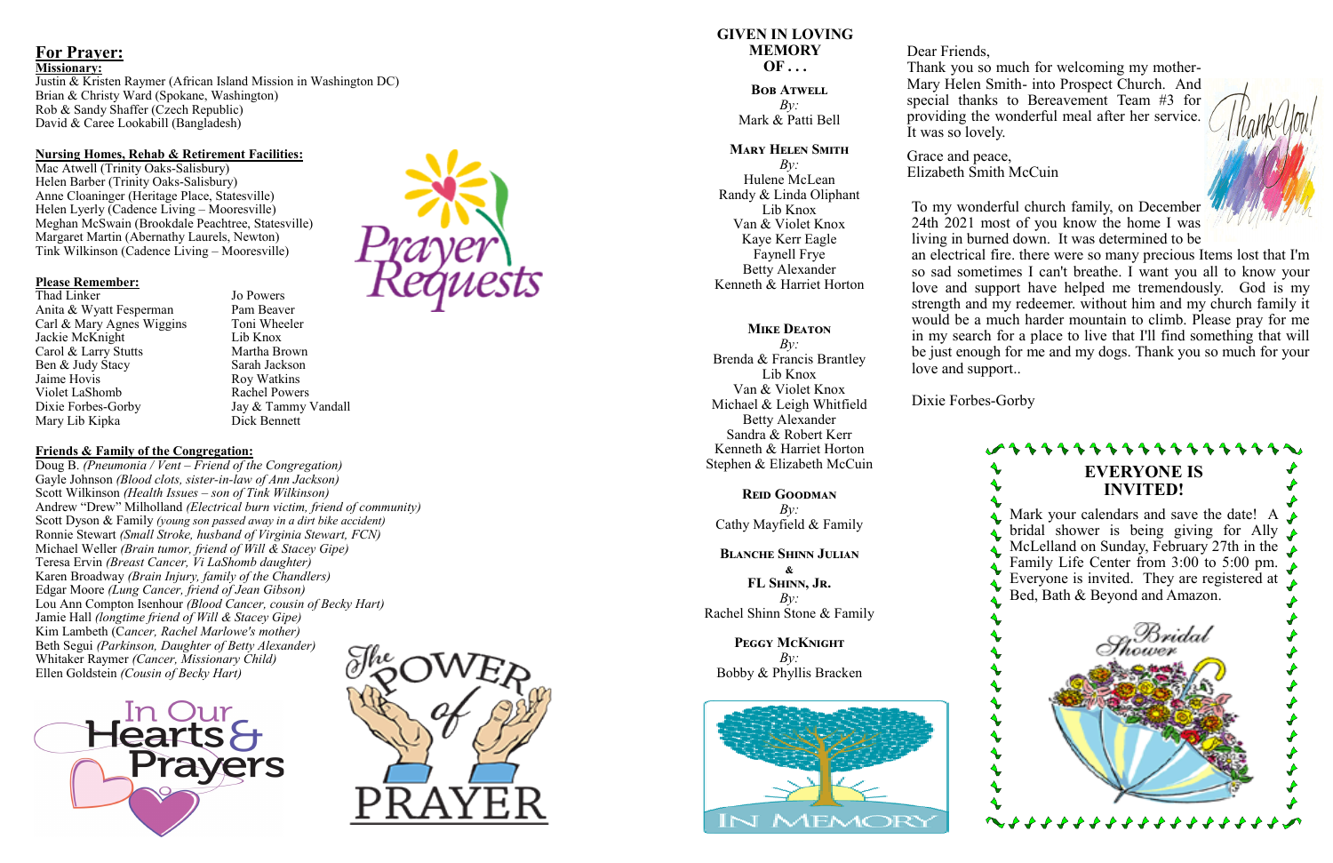## For Prayer:

**Missionary:**

Justin & Kristen Raymer (African Island Mission in Washington DC)
Brian & Christy Ward (Spokane, Washington)
Rob & Sandy Shaffer (Czech Republic)
David & Caree Lookabill (Bangladesh)

**Nursing Homes, Rehab & Retirement Facilities:**

Mac Atwell (Trinity Oaks-Salisbury)
Helen Barber (Trinity Oaks-Salisbury)
Anne Cloaninger (Heritage Place, Statesville)
Helen Lyerly (Cadence Living – Mooresville)
Meghan McSwain (Brookdale Peachtree, Statesville)
Margaret Martin (Abernathy Laurels, Newton)
Tink Wilkinson (Cadence Living – Mooresville)

**Please Remember:**

Thad Linker
Anita & Wyatt Fesperman
Carl & Mary Agnes Wiggins
Jackie McKnight
Carol & Larry Stutts
Ben & Judy Stacy
Jaime Hovis
Violet LaShomb
Dixie Forbes-Gorby
Mary Lib Kipka
Jo Powers
Pam Beaver
Toni Wheeler
Lib Knox
Martha Brown
Sarah Jackson
Roy Watkins
Rachel Powers
Jay & Tammy Vandall
Dick Bennett

**Friends & Family of the Congregation:**

Doug B. *(Pneumonia / Vent – Friend of the Congregation)*
Gayle Johnson *(Blood clots, sister-in-law of Ann Jackson)*
Scott Wilkinson *(Health Issues – son of Tink Wilkinson)*
Andrew "Drew" Milholland *(Electrical burn victim, friend of community)*
Scott Dyson & Family *(young son passed away in a dirt bike accident)*
Ronnie Stewart *(Small Stroke, husband of Virginia Stewart, FCN)*
Michael Weller *(Brain tumor, friend of Will & Stacey Gipe)*
Teresa Ervin *(Breast Cancer, Vi LaShomb daughter)*
Karen Broadway *(Brain Injury, family of the Chandlers)*
Edgar Moore *(Lung Cancer, friend of Jean Gibson)*
Lou Ann Compton Isenhour *(Blood Cancer, cousin of Becky Hart)*
Jamie Hall *(longtime friend of Will & Stacey Gipe)*
Kim Lambeth (*Cancer, Rachel Marlowe's mother)*
Beth Segui *(Parkinson, Daughter of Betty Alexander)*
Whitaker Raymer *(Cancer, Missionary Child)*
Ellen Goldstein *(Cousin of Becky Hart)*

## GIVEN IN LOVING MEMORY OF . . .

**Bob Atwell**
*By:*
Mark & Patti Bell

**Mary Helen Smith**
*By:*
Hulene McLean
Randy & Linda Oliphant
Lib Knox
Van & Violet Knox
Kaye Kerr Eagle
Faynell Frye
Betty Alexander
Kenneth & Harriet Horton

**Mike Deaton**
*By:*
Brenda & Francis Brantley
Lib Knox
Van & Violet Knox
Michael & Leigh Whitfield
Betty Alexander
Sandra & Robert Kerr
Kenneth & Harriet Horton
Stephen & Elizabeth McCuin

**Reid Goodman**
*By:*
Cathy Mayfield & Family

**Blanche Shinn Julian**
**&**
**FL Shinn, Jr.**
*By:*
Rachel Shinn Stone & Family

**Peggy McKnight**
*By:*
Bobby & Phyllis Bracken

Dear Friends,
Thank you so much for welcoming my mother- Mary Helen Smith- into Prospect Church. And special thanks to Bereavement Team #3 for providing the wonderful meal after her service. It was so lovely.

Grace and peace,
Elizabeth Smith McCuin

To my wonderful church family, on December 24th 2021 most of you know the home I was living in burned down. It was determined to be an electrical fire. there were so many precious Items lost that I'm so sad sometimes I can't breathe. I want you all to know your love and support have helped me tremendously. God is my strength and my redeemer. without him and my church family it would be a much harder mountain to climb. Please pray for me in my search for a place to live that I'll find something that will be just enough for me and my dogs. Thank you so much for your love and support..

Dixie Forbes-Gorby

## EVERYONE IS INVITED!

Mark your calendars and save the date! A bridal shower is being giving for Ally McLelland on Sunday, February 27th in the Family Life Center from 3:00 to 5:00 pm. Everyone is invited. They are registered at Bed, Bath & Beyond and Amazon.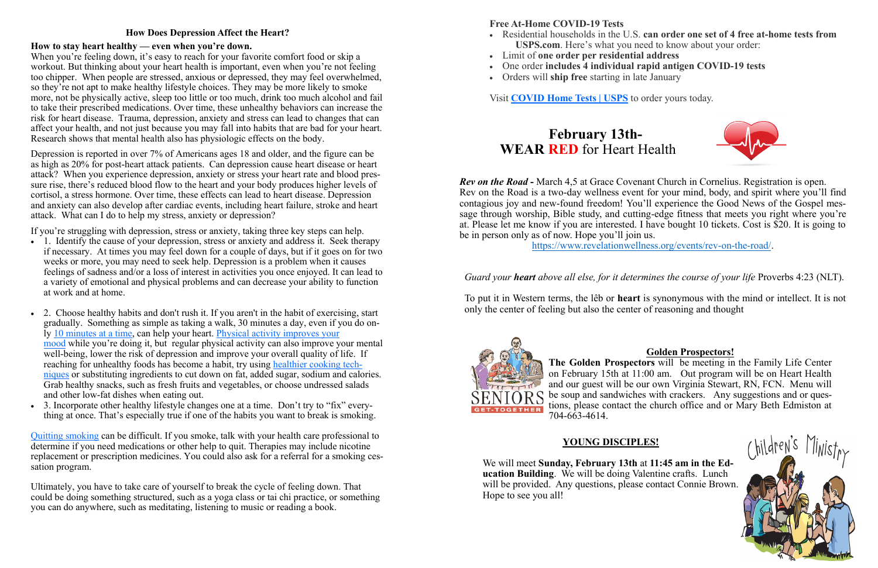## How Does Depression Affect the Heart?

**How to stay heart healthy — even when you're down.**

When you're feeling down, it's easy to reach for your favorite comfort food or skip a workout. But thinking about your heart health is important, even when you're not feeling too chipper. When people are stressed, anxious or depressed, they may feel overwhelmed, so they're not apt to make healthy lifestyle choices. They may be more likely to smoke more, not be physically active, sleep too little or too much, drink too much alcohol and fail to take their prescribed medications. Over time, these unhealthy behaviors can increase the risk for heart disease. Trauma, depression, anxiety and stress can lead to changes that can affect your health, and not just because you may fall into habits that are bad for your heart. Research shows that mental health also has physiologic effects on the body.

Depression is reported in over 7% of Americans ages 18 and older, and the figure can be as high as 20% for post-heart attack patients. Can depression cause heart disease or heart attack? When you experience depression, anxiety or stress your heart rate and blood pressure rise, there's reduced blood flow to the heart and your body produces higher levels of cortisol, a stress hormone. Over time, these effects can lead to heart disease. Depression and anxiety can also develop after cardiac events, including heart failure, stroke and heart attack. What can I do to help my stress, anxiety or depression?

If you're struggling with depression, stress or anxiety, taking three key steps can help.

- 1. Identify the cause of your depression, stress or anxiety and address it. Seek therapy if necessary. At times you may feel down for a couple of days, but if it goes on for two weeks or more, you may need to seek help. Depression is a problem when it causes feelings of sadness and/or a loss of interest in activities you once enjoyed. It can lead to a variety of emotional and physical problems and can decrease your ability to function at work and at home.
- 2. Choose healthy habits and don't rush it. If you aren't in the habit of exercising, start gradually. Something as simple as taking a walk, 30 minutes a day, even if you do only 10 minutes at a time, can help your heart. Physical activity improves your mood while you're doing it, but regular physical activity can also improve your mental well-being, lower the risk of depression and improve your overall quality of life. If reaching for unhealthy foods has become a habit, try using healthier cooking techniques or substituting ingredients to cut down on fat, added sugar, sodium and calories. Grab healthy snacks, such as fresh fruits and vegetables, or choose undressed salads and other low-fat dishes when eating out.
- 3. Incorporate other healthy lifestyle changes one at a time. Don't try to "fix" everything at once. That's especially true if one of the habits you want to break is smoking.

Quitting smoking can be difficult. If you smoke, talk with your health care professional to determine if you need medications or other help to quit. Therapies may include nicotine replacement or prescription medicines. You could also ask for a referral for a smoking cessation program.

Ultimately, you have to take care of yourself to break the cycle of feeling down. That could be doing something structured, such as a yoga class or tai chi practice, or something you can do anywhere, such as meditating, listening to music or reading a book.

**Free At-Home COVID-19 Tests**

- Residential households in the U.S. **can order one set of 4 free at-home tests from USPS.com**. Here's what you need to know about your order:
- Limit of **one order per residential address**
- One order **includes 4 individual rapid antigen COVID-19 tests**
- Orders will **ship free** starting in late January

Visit **COVID Home Tests | USPS** to order yours today.

## February 13th- WEAR RED for Heart Health

***Rev on the Road -*** March 4,5 at Grace Covenant Church in Cornelius. Registration is open. Rev on the Road is a two-day wellness event for your mind, body, and spirit where you'll find contagious joy and new-found freedom! You'll experience the Good News of the Gospel message through worship, Bible study, and cutting-edge fitness that meets you right where you're at. Please let me know if you are interested. I have bought 10 tickets. Cost is $20. It is going to be in person only as of now. Hope you'll join us.

https://www.revelationwellness.org/events/rev-on-the-road/.

*Guard your **heart** above all else, for it determines the course of your life* Proverbs 4:23 (NLT).

To put it in Western terms, the lêb or **heart** is synonymous with the mind or intellect. It is not only the center of feeling but also the center of reasoning and thought

### Golden Prospectors!

**The Golden Prospectors** will be meeting in the Family Life Center on February 15th at 11:00 am. Out program will be on Heart Health and our guest will be our own Virginia Stewart, RN, FCN. Menu will be soup and sandwiches with crackers. Any suggestions and or questions, please contact the church office and or Mary Beth Edmiston at 704-663-4614.

### YOUNG DISCIPLES!

We will meet **Sunday, February 13th** at **11:45 am in the Education Building**. We will be doing Valentine crafts. Lunch will be provided. Any questions, please contact Connie Brown. Hope to see you all!